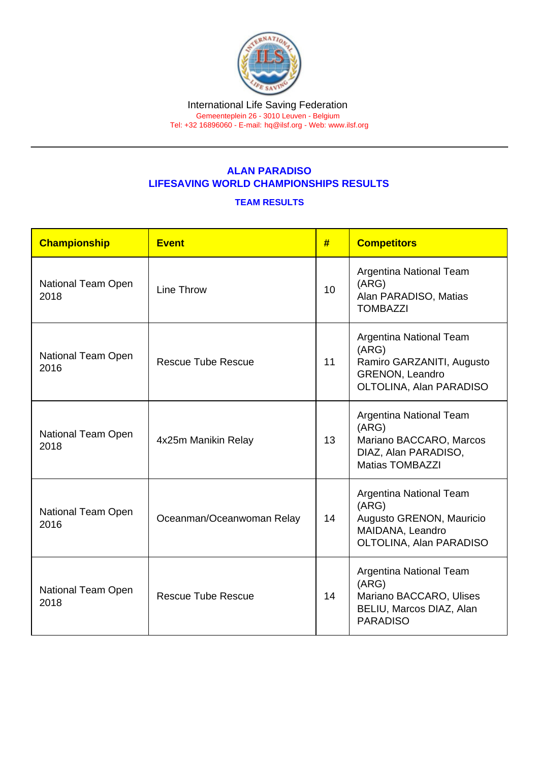International Life Saving Federation
Gemeenteplein 26 - 3010 Leuven - Belgium
Tel: +32 16896060 - E-mail: hq@ilsf.org - Web: www.ilsf.org

## ALAN PARADISO
## LIFESAVING WORLD CHAMPIONSHIPS RESULTS

### TEAM RESULTS

| Championship | Event | # | Competitors |
|---|---|---|---|
| National Team Open 2018 | Line Throw | 10 | Argentina National Team (ARG) Alan PARADISO, Matias TOMBAZZI |
| National Team Open 2016 | Rescue Tube Rescue | 11 | Argentina National Team (ARG) Ramiro GARZANITI, Augusto GRENON, Leandro OLTOLINA, Alan PARADISO |
| National Team Open 2018 | 4x25m Manikin Relay | 13 | Argentina National Team (ARG) Mariano BACCARO, Marcos DIAZ, Alan PARADISO, Matias TOMBAZZI |
| National Team Open 2016 | Oceanman/Oceanwoman Relay | 14 | Argentina National Team (ARG) Augusto GRENON, Mauricio MAIDANA, Leandro OLTOLINA, Alan PARADISO |
| National Team Open 2018 | Rescue Tube Rescue | 14 | Argentina National Team (ARG) Mariano BACCARO, Ulises BELIU, Marcos DIAZ, Alan PARADISO |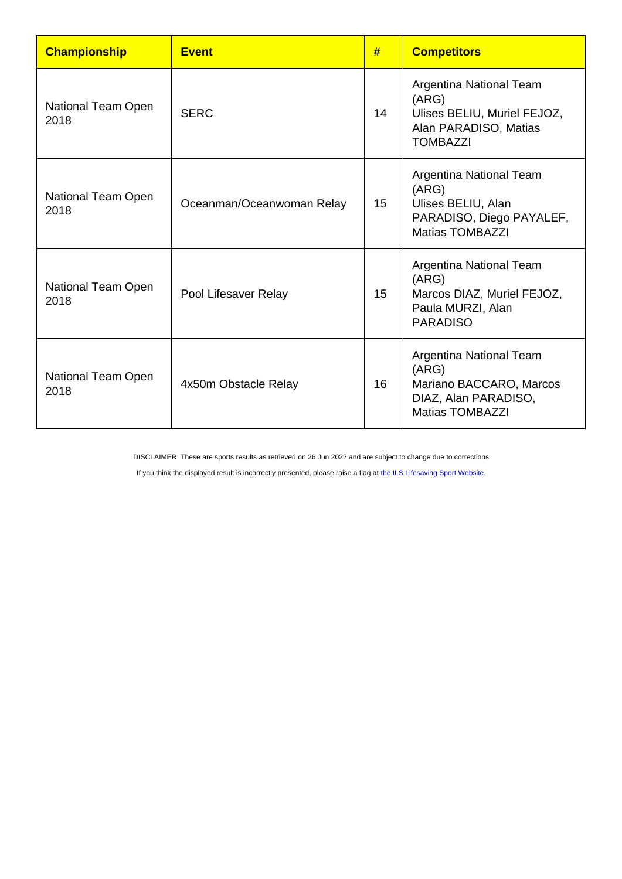| Championship | Event | # | Competitors |
| --- | --- | --- | --- |
| National Team Open 2018 | SERC | 14 | Argentina National Team (ARG) Ulises BELIU, Muriel FEJOZ, Alan PARADISO, Matias TOMBAZZI |
| National Team Open 2018 | Oceanman/Oceanwoman Relay | 15 | Argentina National Team (ARG) Ulises BELIU, Alan PARADISO, Diego PAYALEF, Matias TOMBAZZI |
| National Team Open 2018 | Pool Lifesaver Relay | 15 | Argentina National Team (ARG) Marcos DIAZ, Muriel FEJOZ, Paula MURZI, Alan PARADISO |
| National Team Open 2018 | 4x50m Obstacle Relay | 16 | Argentina National Team (ARG) Mariano BACCARO, Marcos DIAZ, Alan PARADISO, Matias TOMBAZZI |

DISCLAIMER: These are sports results as retrieved on 26 Jun 2022 and are subject to change due to corrections.

If you think the displayed result is incorrectly presented, please raise a flag at the ILS Lifesaving Sport Website.